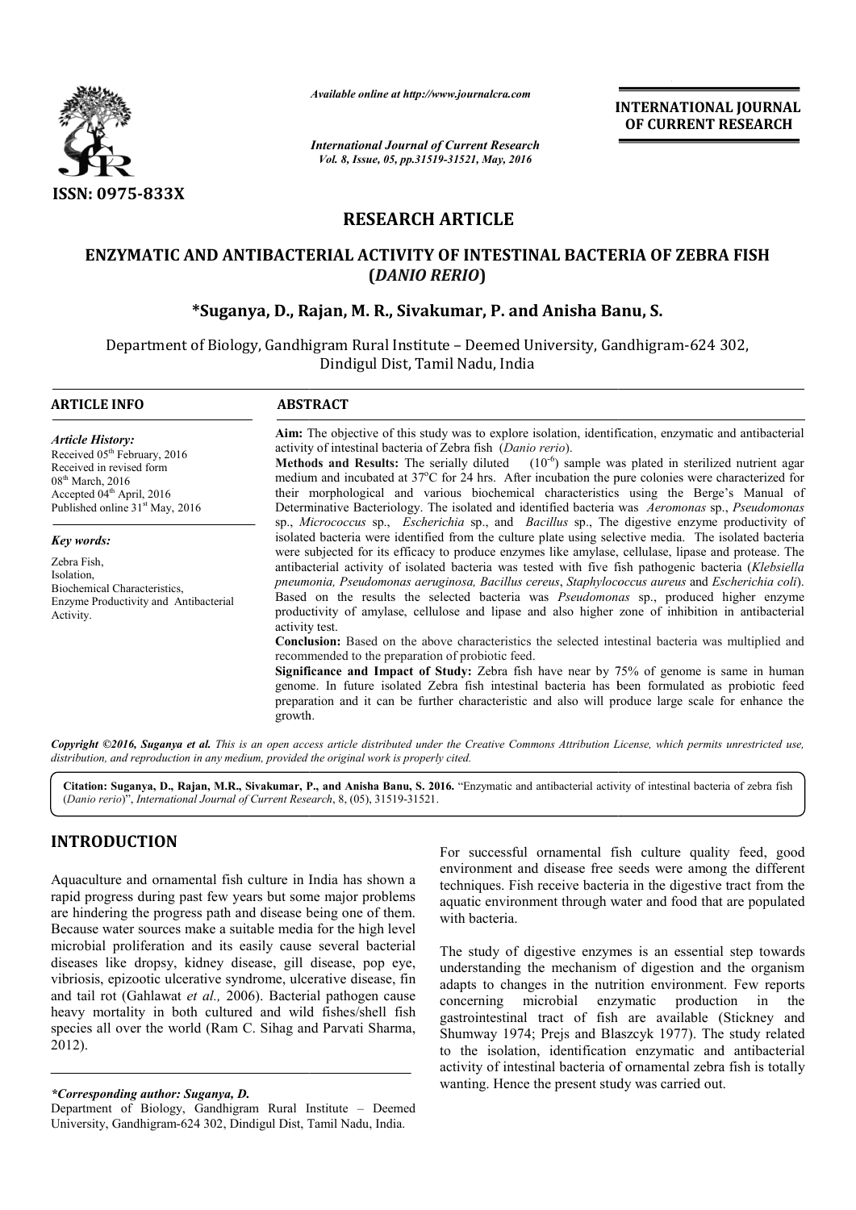# RESEARCH ARTICLE

## ENZYMATIC AND ANTIBACTERIAL ACTIVITY OF INTESTINAL BACTERIA OF ZEBRA FISH (*DANIO RERIO*)

**\*Suganya, D., Rajan, M. R., Sivakumar, P. and Anisha Banu, S.**

Department of Biology, Gandhigram Rural Institute – Deemed University, Gandhigram-624 302, Dindigul Dist, Tamil Nadu, India

### ARTICLE INFO

*Article History:*
Received 05th February, 2016
Received in revised form 08th March, 2016
Accepted 04th April, 2016
Published online 31st May, 2016

*Key words:*
Zebra Fish,
Isolation,
Biochemical Characteristics,
Enzyme Productivity and Antibacterial Activity.

### ABSTRACT

**Aim:** The objective of this study was to explore isolation, identification, enzymatic and antibacterial activity of intestinal bacteria of Zebra fish (*Danio rerio*).

**Methods and Results:** The serially diluted ($10^{-6}$) sample was plated in sterilized nutrient agar medium and incubated at 37°C for 24 hrs. After incubation the pure colonies were characterized for their morphological and various biochemical characteristics using the Berge's Manual of Determinative Bacteriology. The isolated and identified bacteria was *Aeromonas* sp., *Pseudomonas* sp., *Micrococcus* sp., *Escherichia* sp., and *Bacillus* sp., The digestive enzyme productivity of isolated bacteria were identified from the culture plate using selective media. The isolated bacteria were subjected for its efficacy to produce enzymes like amylase, cellulase, lipase and protease. The antibacterial activity of isolated bacteria was tested with five fish pathogenic bacteria (*Klebsiella pneumonia, Pseudomonas aeruginosa, Bacillus cereus*, *Staphylococcus aureus* and *Escherichia coli*). Based on the results the selected bacteria was *Pseudomonas* sp., produced higher enzyme productivity of amylase, cellulose and lipase and also higher zone of inhibition in antibacterial activity test.

**Conclusion:** Based on the above characteristics the selected intestinal bacteria was multiplied and recommended to the preparation of probiotic feed.

**Significance and Impact of Study:** Zebra fish have near by 75% of genome is same in human genome. In future isolated Zebra fish intestinal bacteria has been formulated as probiotic feed preparation and it can be further characteristic and also will produce large scale for enhance the growth.

*Copyright ©2016, Suganya et al. This is an open access article distributed under the Creative Commons Attribution License, which permits unrestricted use, distribution, and reproduction in any medium, provided the original work is properly cited.*

**Citation: Suganya, D., Rajan, M.R., Sivakumar, P., and Anisha Banu, S. 2016.** "Enzymatic and antibacterial activity of intestinal bacteria of zebra fish (*Danio rerio*)", *International Journal of Current Research*, 8, (05), 31519-31521.

## INTRODUCTION

Aquaculture and ornamental fish culture in India has shown a rapid progress during past few years but some major problems are hindering the progress path and disease being one of them. Because water sources make a suitable media for the high level microbial proliferation and its easily cause several bacterial diseases like dropsy, kidney disease, gill disease, pop eye, vibriosis, epizootic ulcerative syndrome, ulcerative disease, fin and tail rot (Gahlawat *et al.,* 2006). Bacterial pathogen cause heavy mortality in both cultured and wild fishes/shell fish species all over the world (Ram C. Sihag and Parvati Sharma, 2012).

For successful ornamental fish culture quality feed, good environment and disease free seeds were among the different techniques. Fish receive bacteria in the digestive tract from the aquatic environment through water and food that are populated with bacteria.

The study of digestive enzymes is an essential step towards understanding the mechanism of digestion and the organism adapts to changes in the nutrition environment. Few reports concerning microbial enzymatic production in the gastrointestinal tract of fish are available (Stickney and Shumway 1974; Prejs and Blaszcyk 1977). The study related to the isolation, identification enzymatic and antibacterial activity of intestinal bacteria of ornamental zebra fish is totally wanting. Hence the present study was carried out.

*\*Corresponding author: Suganya, D.*
Department of Biology, Gandhigram Rural Institute – Deemed University, Gandhigram-624 302, Dindigul Dist, Tamil Nadu, India.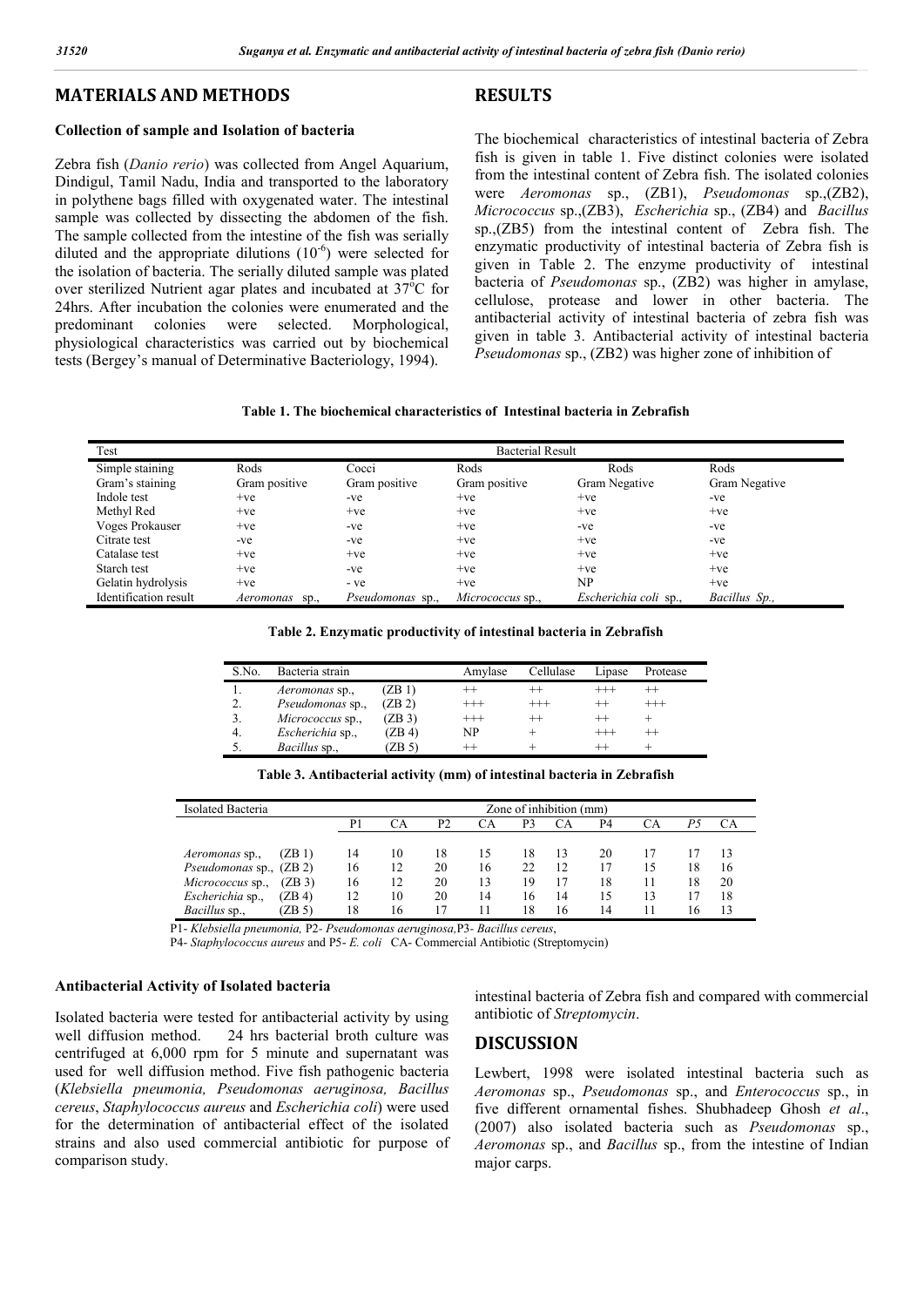## MATERIALS AND METHODS

### Collection of sample and Isolation of bacteria

Zebra fish (*Danio rerio*) was collected from Angel Aquarium, Dindigul, Tamil Nadu, India and transported to the laboratory in polythene bags filled with oxygenated water. The intestinal sample was collected by dissecting the abdomen of the fish. The sample collected from the intestine of the fish was serially diluted and the appropriate dilutions ($10^{-6}$) were selected for the isolation of bacteria. The serially diluted sample was plated over sterilized Nutrient agar plates and incubated at 37°C for 24hrs. After incubation the colonies were enumerated and the predominant colonies were selected. Morphological, physiological characteristics was carried out by biochemical tests (Bergey's manual of Determinative Bacteriology, 1994).

### Antibacterial Activity of Isolated bacteria

Isolated bacteria were tested for antibacterial activity by using well diffusion method. 24 hrs bacterial broth culture was centrifuged at 6,000 rpm for 5 minute and supernatant was used for well diffusion method. Five fish pathogenic bacteria (*Klebsiella pneumonia, Pseudomonas aeruginosa, Bacillus cereus*, *Staphylococcus aureus* and *Escherichia coli*) were used for the determination of antibacterial effect of the isolated strains and also used commercial antibiotic for purpose of comparison study.

## RESULTS

The biochemical characteristics of intestinal bacteria of Zebra fish is given in table 1. Five distinct colonies were isolated from the intestinal content of Zebra fish. The isolated colonies were *Aeromonas* sp., (ZB1), *Pseudomonas* sp.,(ZB2), *Micrococcus* sp.,(ZB3), *Escherichia* sp., (ZB4) and *Bacillus* sp.,(ZB5) from the intestinal content of Zebra fish. The enzymatic productivity of intestinal bacteria of Zebra fish is given in Table 2. The enzyme productivity of intestinal bacteria of *Pseudomonas* sp., (ZB2) was higher in amylase, cellulose, protease and lower in other bacteria. The antibacterial activity of intestinal bacteria of zebra fish was given in table 3. Antibacterial activity of intestinal bacteria *Pseudomonas* sp., (ZB2) was higher zone of inhibition of intestinal bacteria of Zebra fish and compared with commercial antibiotic of *Streptomycin*.

**Table 1. The biochemical characteristics of Intestinal bacteria in Zebrafish**

| Test | Bacterial Result | | | | |
|---|---|---|---|---|---|
| Simple staining | Rods | Cocci | Rods | Rods | Rods |
| Gram's staining | Gram positive | Gram positive | Gram positive | Gram Negative | Gram Negative |
| Indole test | +ve | -ve | +ve | +ve | -ve |
| Methyl Red | +ve | +ve | +ve | +ve | +ve |
| Voges Prokauser | +ve | -ve | +ve | -ve | -ve |
| Citrate test | -ve | -ve | +ve | +ve | -ve |
| Catalase test | +ve | +ve | +ve | +ve | +ve |
| Starch test | +ve | -ve | +ve | +ve | +ve |
| Gelatin hydrolysis | +ve | - ve | +ve | NP | +ve |
| Identification result | *Aeromonas* sp., | *Pseudomonas* sp., | *Micrococcus* sp., | *Escherichia coli* sp., | *Bacillus Sp.,* |

**Table 2. Enzymatic productivity of intestinal bacteria in Zebrafish**

| S.No. | Bacteria strain | | Amylase | Cellulase | Lipase | Protease |
|---|---|---|---|---|---|---|
| 1. | *Aeromonas* sp., | (ZB 1) | ++ | ++ | +++ | ++ |
| 2. | *Pseudomonas* sp., | (ZB 2) | +++ | +++ | ++ | +++ |
| 3. | *Micrococcus* sp., | (ZB 3) | +++ | ++ | ++ | + |
| 4. | *Escherichia* sp., | (ZB 4) | NP | + | +++ | ++ |
| 5. | *Bacillus* sp., | (ZB 5) | ++ | + | ++ | + |

**Table 3. Antibacterial activity (mm) of intestinal bacteria in Zebrafish**

| Isolated Bacteria | | Zone of inhibition (mm) | | | | | | | | | |
|---|---|---|---|---|---|---|---|---|---|---|---|
| | | P1 | CA | P2 | CA | P3 | CA | P4 | CA | *P5* | CA |
| *Aeromonas* sp., | (ZB 1) | 14 | 10 | 18 | 15 | 18 | 13 | 20 | 17 | 17 | 13 |
| *Pseudomonas* sp., | (ZB 2) | 16 | 12 | 20 | 16 | 22 | 12 | 17 | 15 | 18 | 16 |
| *Micrococcus* sp., | (ZB 3) | 16 | 12 | 20 | 13 | 19 | 17 | 18 | 11 | 18 | 20 |
| *Escherichia* sp., | (ZB 4) | 12 | 10 | 20 | 14 | 16 | 14 | 15 | 13 | 17 | 18 |
| *Bacillus* sp., | (ZB 5) | 18 | 16 | 17 | 11 | 18 | 16 | 14 | 11 | 16 | 13 |

P1- *Klebsiella pneumonia,* P2- *Pseudomonas aeruginosa,*P3- *Bacillus cereus*,
P4- *Staphylococcus aureus* and P5- *E. coli* CA- Commercial Antibiotic (Streptomycin)

## DISCUSSION

Lewbert, 1998 were isolated intestinal bacteria such as *Aeromonas* sp., *Pseudomonas* sp., and *Enterococcus* sp., in five different ornamental fishes. Shubhadeep Ghosh *et al*., (2007) also isolated bacteria such as *Pseudomonas* sp., *Aeromonas* sp., and *Bacillus* sp., from the intestine of Indian major carps.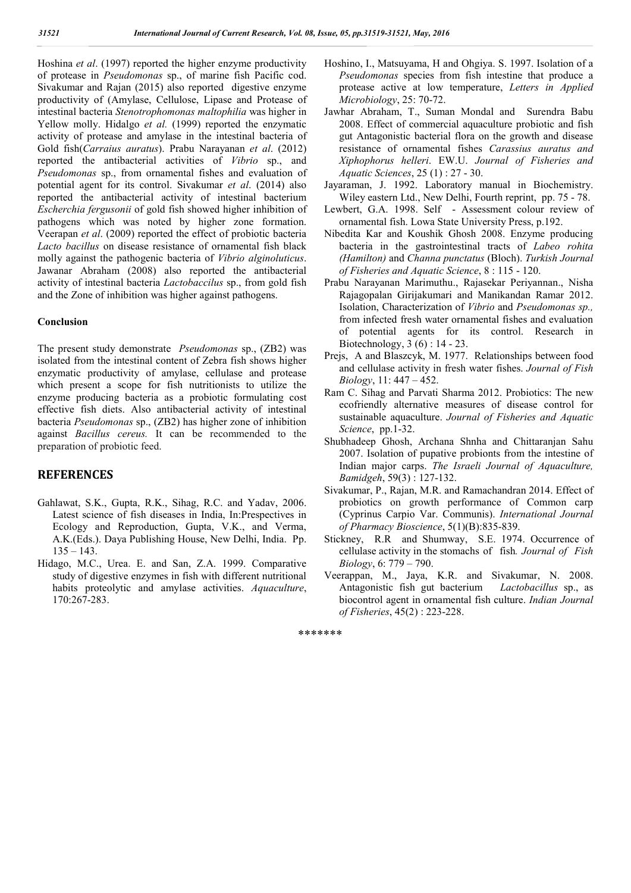Hoshina *et al*. (1997) reported the higher enzyme productivity of protease in *Pseudomonas* sp., of marine fish Pacific cod. Sivakumar and Rajan (2015) also reported digestive enzyme productivity of (Amylase, Cellulose, Lipase and Protease of intestinal bacteria *Stenotrophomonas maltophilia* was higher in Yellow molly. Hidalgo *et al.* (1999) reported the enzymatic activity of protease and amylase in the intestinal bacteria of Gold fish(*Carraius auratus*). Prabu Narayanan *et al*. (2012) reported the antibacterial activities of *Vibrio* sp., and *Pseudomonas* sp., from ornamental fishes and evaluation of potential agent for its control. Sivakumar *et al*. (2014) also reported the antibacterial activity of intestinal bacterium *Escherchia fergusonii* of gold fish showed higher inhibition of pathogens which was noted by higher zone formation. Veerapan *et al*. (2009) reported the effect of probiotic bacteria *Lacto bacillus* on disease resistance of ornamental fish black molly against the pathogenic bacteria of *Vibrio alginoluticus*. Jawanar Abraham (2008) also reported the antibacterial activity of intestinal bacteria *Lactobaccilus* sp., from gold fish and the Zone of inhibition was higher against pathogens.

### Conclusion

The present study demonstrate *Pseudomonas* sp., (ZB2) was isolated from the intestinal content of Zebra fish shows higher enzymatic productivity of amylase, cellulase and protease which present a scope for fish nutritionists to utilize the enzyme producing bacteria as a probiotic formulating cost effective fish diets. Also antibacterial activity of intestinal bacteria *Pseudomonas* sp., (ZB2) has higher zone of inhibition against *Bacillus cereus.* It can be recommended to the preparation of probiotic feed.

## REFERENCES

Gahlawat, S.K., Gupta, R.K., Sihag, R.C. and Yadav, 2006. Latest science of fish diseases in India, In:Prespectives in Ecology and Reproduction, Gupta, V.K., and Verma, A.K.(Eds.). Daya Publishing House, New Delhi, India. Pp. 135 – 143.

Hidago, M.C., Urea. E. and San, Z.A. 1999. Comparative study of digestive enzymes in fish with different nutritional habits proteolytic and amylase activities. *Aquaculture*, 170:267-283.

Hoshino, I., Matsuyama, H and Ohgiya. S. 1997. Isolation of a *Pseudomonas* species from fish intestine that produce a protease active at low temperature, *Letters in Applied Microbiology*, 25: 70-72.

Jawhar Abraham, T., Suman Mondal and Surendra Babu 2008. Effect of commercial aquaculture probiotic and fish gut Antagonistic bacterial flora on the growth and disease resistance of ornamental fishes *Carassius auratus and Xiphophorus helleri*. EW.U. *Journal of Fisheries and Aquatic Sciences*, 25 (1) : 27 - 30.

Jayaraman, J. 1992. Laboratory manual in Biochemistry. Wiley eastern Ltd., New Delhi, Fourth reprint, pp. 75 - 78.

Lewbert, G.A. 1998. Self - Assessment colour review of ornamental fish. Lowa State University Press, p.192.

Nibedita Kar and Koushik Ghosh 2008. Enzyme producing bacteria in the gastrointestinal tracts of *Labeo rohita (Hamilton)* and *Channa punctatus* (Bloch). *Turkish Journal of Fisheries and Aquatic Science*, 8 : 115 - 120.

Prabu Narayanan Marimuthu., Rajasekar Periyannan., Nisha Rajagopalan Girijakumari and Manikandan Ramar 2012. Isolation, Characterization of *Vibrio* and *Pseudomonas sp.,* from infected fresh water ornamental fishes and evaluation of potential agents for its control. Research in Biotechnology, 3 (6) : 14 - 23.

Prejs, A and Blaszcyk, M. 1977. Relationships between food and cellulase activity in fresh water fishes. *Journal of Fish Biology*, 11: 447 – 452.

Ram C. Sihag and Parvati Sharma 2012. Probiotics: The new ecofriendly alternative measures of disease control for sustainable aquaculture. *Journal of Fisheries and Aquatic Science*, pp.1-32.

Shubhadeep Ghosh, Archana Shnha and Chittaranjan Sahu 2007. Isolation of pupative probionts from the intestine of Indian major carps. *The Israeli Journal of Aquaculture, Bamidgeh*, 59(3) : 127-132.

Sivakumar, P., Rajan, M.R. and Ramachandran 2014. Effect of probiotics on growth performance of Common carp (Cyprinus Carpio Var. Communis). *International Journal of Pharmacy Bioscience*, 5(1)(B):835-839.

Stickney, R.R and Shumway, S.E. 1974. Occurrence of cellulase activity in the stomachs of fish*. Journal of Fish Biology*, 6: 779 – 790.

Veerappan, M., Jaya, K.R. and Sivakumar, N. 2008. Antagonistic fish gut bacterium *Lactobacillus* sp., as biocontrol agent in ornamental fish culture. *Indian Journal of Fisheries*, 45(2) : 223-228.

*******